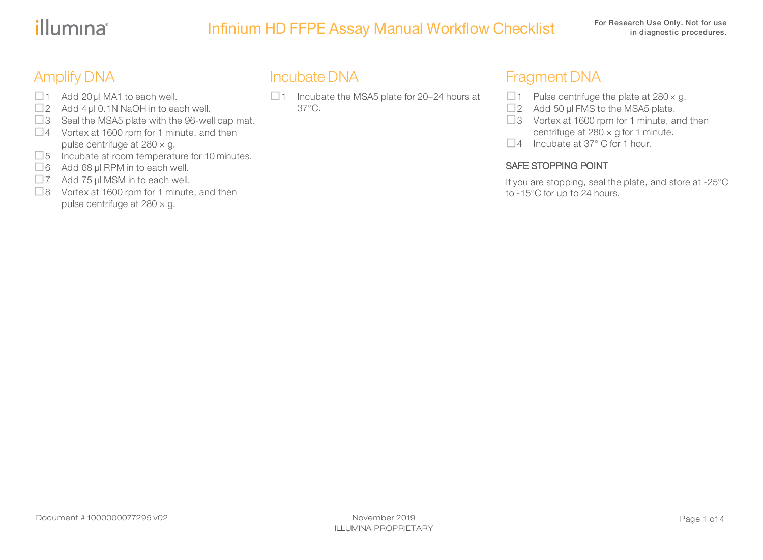illumina®

# Infinium HD FFPE Assay Manual Workflow Checklist

For Research Use Only. Not for use in diagnostic procedures.

## Amplify DNA

- ☐ 1 Add 20 µl MA1 to each well.
- ☐ 2 Add 4 µl 0.1N NaOH in to each well.
- ☐ 3 Seal the MSA5 plate with the 96-well cap mat.
- ☐ 4 Vortex at 1600 rpm for 1 minute, and then pulse centrifuge at 280 × g.
- ☐ 5 Incubate at room temperature for 10 minutes.
- ☐ 6 Add 68 µl RPM in to each well.
- ☐ 7 Add 75 µl MSM in to each well.
- ☐ 8 Vortex at 1600 rpm for 1 minute, and then pulse centrifuge at 280 × g.

## Incubate DNA

- ☐ 1 Incubate the MSA5 plate for 20–24 hours at 37°C.

## Fragment DNA

- ☐ 1 Pulse centrifuge the plate at 280 × g.
- ☐ 2 Add 50 µl FMS to the MSA5 plate.
- ☐ 3 Vortex at 1600 rpm for 1 minute, and then centrifuge at 280 × g for 1 minute.
- ☐ 4 Incubate at 37° C for 1 hour.

### SAFE STOPPING POINT

If you are stopping, seal the plate, and store at -25°C to -15°C for up to 24 hours.

Document # 1000000077295 v02

November 2019
ILLUMINA PROPRIETARY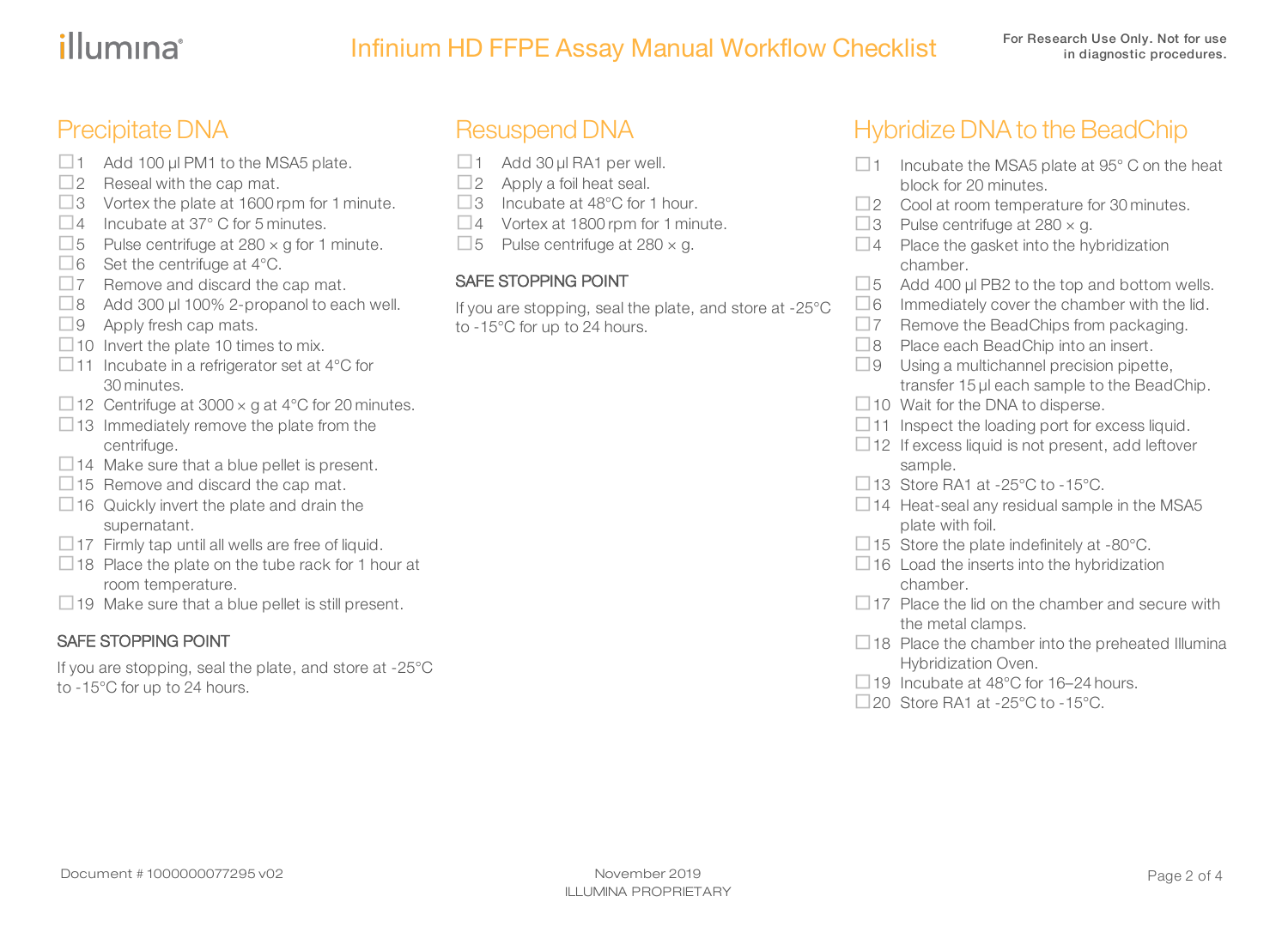# Infinium HD FFPE Assay Manual Workflow Checklist

For Research Use Only. Not for use in diagnostic procedures.

## Precipitate DNA

- ☐ 1 Add 100 µl PM1 to the MSA5 plate.
- ☐ 2 Reseal with the cap mat.
- ☐ 3 Vortex the plate at 1600 rpm for 1 minute.
- ☐ 4 Incubate at 37° C for 5 minutes.
- ☐ 5 Pulse centrifuge at 280 × g for 1 minute.
- ☐ 6 Set the centrifuge at 4°C.
- ☐ 7 Remove and discard the cap mat.
- ☐ 8 Add 300 µl 100% 2-propanol to each well.
- ☐ 9 Apply fresh cap mats.
- ☐ 10 Invert the plate 10 times to mix.
- ☐ 11 Incubate in a refrigerator set at 4°C for 30 minutes.
- ☐ 12 Centrifuge at 3000 × g at 4°C for 20 minutes.
- ☐ 13 Immediately remove the plate from the centrifuge.
- ☐ 14 Make sure that a blue pellet is present.
- ☐ 15 Remove and discard the cap mat.
- ☐ 16 Quickly invert the plate and drain the supernatant.
- ☐ 17 Firmly tap until all wells are free of liquid.
- ☐ 18 Place the plate on the tube rack for 1 hour at room temperature.
- ☐ 19 Make sure that a blue pellet is still present.

### SAFE STOPPING POINT

If you are stopping, seal the plate, and store at -25°C to -15°C for up to 24 hours.

## Resuspend DNA

- ☐ 1 Add 30 µl RA1 per well.
- ☐ 2 Apply a foil heat seal.
- ☐ 3 Incubate at 48°C for 1 hour.
- ☐ 4 Vortex at 1800 rpm for 1 minute.
- ☐ 5 Pulse centrifuge at 280 × g.

### SAFE STOPPING POINT

If you are stopping, seal the plate, and store at -25°C to -15°C for up to 24 hours.

## Hybridize DNA to the BeadChip

- ☐ 1 Incubate the MSA5 plate at 95° C on the heat block for 20 minutes.
- ☐ 2 Cool at room temperature for 30 minutes.
- ☐ 3 Pulse centrifuge at 280 × g.
- ☐ 4 Place the gasket into the hybridization chamber.
- ☐ 5 Add 400 µl PB2 to the top and bottom wells.
- ☐ 6 Immediately cover the chamber with the lid.
- ☐ 7 Remove the BeadChips from packaging.
- ☐ 8 Place each BeadChip into an insert.
- ☐ 9 Using a multichannel precision pipette, transfer 15 µl each sample to the BeadChip.
- ☐ 10 Wait for the DNA to disperse.
- ☐ 11 Inspect the loading port for excess liquid.
- ☐ 12 If excess liquid is not present, add leftover sample.
- ☐ 13 Store RA1 at -25°C to -15°C.
- ☐ 14 Heat-seal any residual sample in the MSA5 plate with foil.
- ☐ 15 Store the plate indefinitely at -80°C.
- ☐ 16 Load the inserts into the hybridization chamber.
- ☐ 17 Place the lid on the chamber and secure with the metal clamps.
- ☐ 18 Place the chamber into the preheated Illumina Hybridization Oven.
- ☐ 19 Incubate at 48°C for 16–24 hours.
- ☐ 20 Store RA1 at -25°C to -15°C.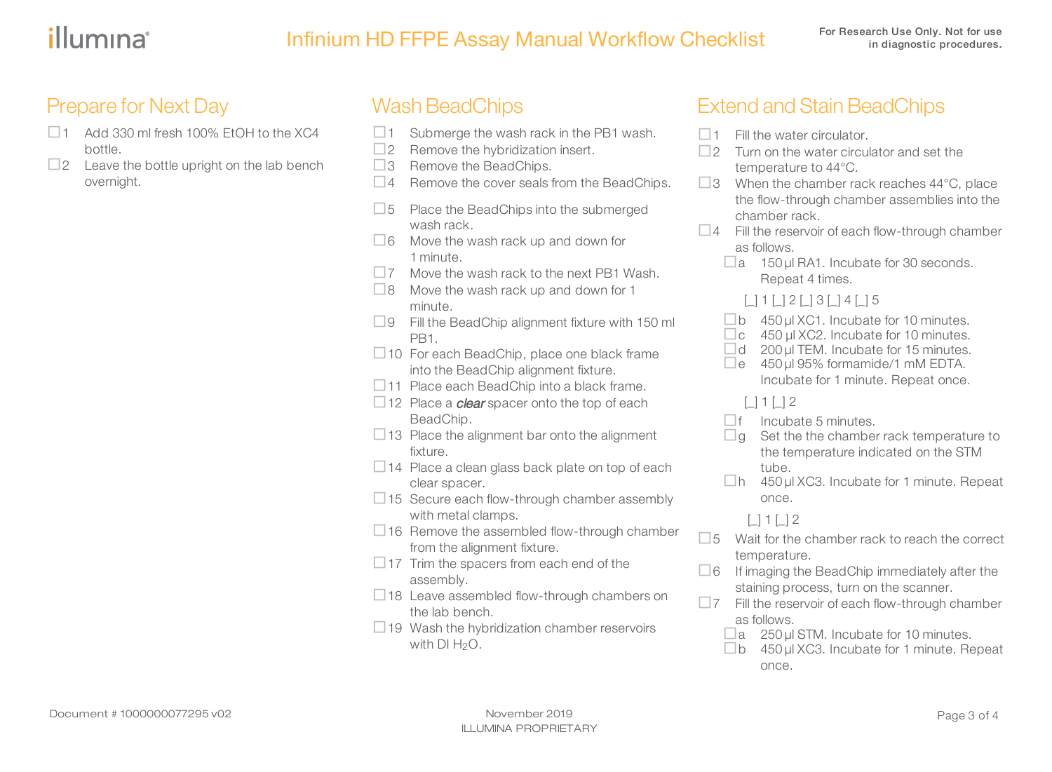## Prepare for Next Day

- ☐ 1 Add 330 ml fresh 100% EtOH to the XC4 bottle.
- ☐ 2 Leave the bottle upright on the lab bench overnight.

## Wash BeadChips

- ☐ 1 Submerge the wash rack in the PB1 wash.
- ☐ 2 Remove the hybridization insert.
- ☐ 3 Remove the BeadChips.
- ☐ 4 Remove the cover seals from the BeadChips.
- ☐ 5 Place the BeadChips into the submerged wash rack.
- ☐ 6 Move the wash rack up and down for 1 minute.
- ☐ 7 Move the wash rack to the next PB1 Wash.
- ☐ 8 Move the wash rack up and down for 1 minute.
- ☐ 9 Fill the BeadChip alignment fixture with 150 ml PB1.
- ☐ 10 For each BeadChip, place one black frame into the BeadChip alignment fixture.
- ☐ 11 Place each BeadChip into a black frame.
- ☐ 12 Place a ***clear*** spacer onto the top of each BeadChip.
- ☐ 13 Place the alignment bar onto the alignment fixture.
- ☐ 14 Place a clean glass back plate on top of each clear spacer.
- ☐ 15 Secure each flow-through chamber assembly with metal clamps.
- ☐ 16 Remove the assembled flow-through chamber from the alignment fixture.
- ☐ 17 Trim the spacers from each end of the assembly.
- ☐ 18 Leave assembled flow-through chambers on the lab bench.
- ☐ 19 Wash the hybridization chamber reservoirs with DI $H_2O$.

## Extend and Stain BeadChips

- ☐ 1 Fill the water circulator.
- ☐ 2 Turn on the water circulator and set the temperature to 44°C.
- ☐ 3 When the chamber rack reaches 44°C, place the flow-through chamber assemblies into the chamber rack.
- ☐ 4 Fill the reservoir of each flow-through chamber as follows.
  - ☐ a 150 µl RA1. Incubate for 30 seconds. Repeat 4 times.

    [_] 1 [_] 2 [_] 3 [_] 4 [_] 5

  - ☐ b 450 µl XC1. Incubate for 10 minutes.
  - ☐ c 450 µl XC2. Incubate for 10 minutes.
  - ☐ d 200 µl TEM. Incubate for 15 minutes.
  - ☐ e 450 µl 95% formamide/1 mM EDTA. Incubate for 1 minute. Repeat once.

    [_] 1 [_] 2

  - ☐ f Incubate 5 minutes.
  - ☐ g Set the the chamber rack temperature to the temperature indicated on the STM tube.
  - ☐ h 450 µl XC3. Incubate for 1 minute. Repeat once.

    [_] 1 [_] 2

- ☐ 5 Wait for the chamber rack to reach the correct temperature.
- ☐ 6 If imaging the BeadChip immediately after the staining process, turn on the scanner.
- ☐ 7 Fill the reservoir of each flow-through chamber as follows.
  - ☐ a 250 µl STM. Incubate for 10 minutes.
  - ☐ b 450 µl XC3. Incubate for 1 minute. Repeat once.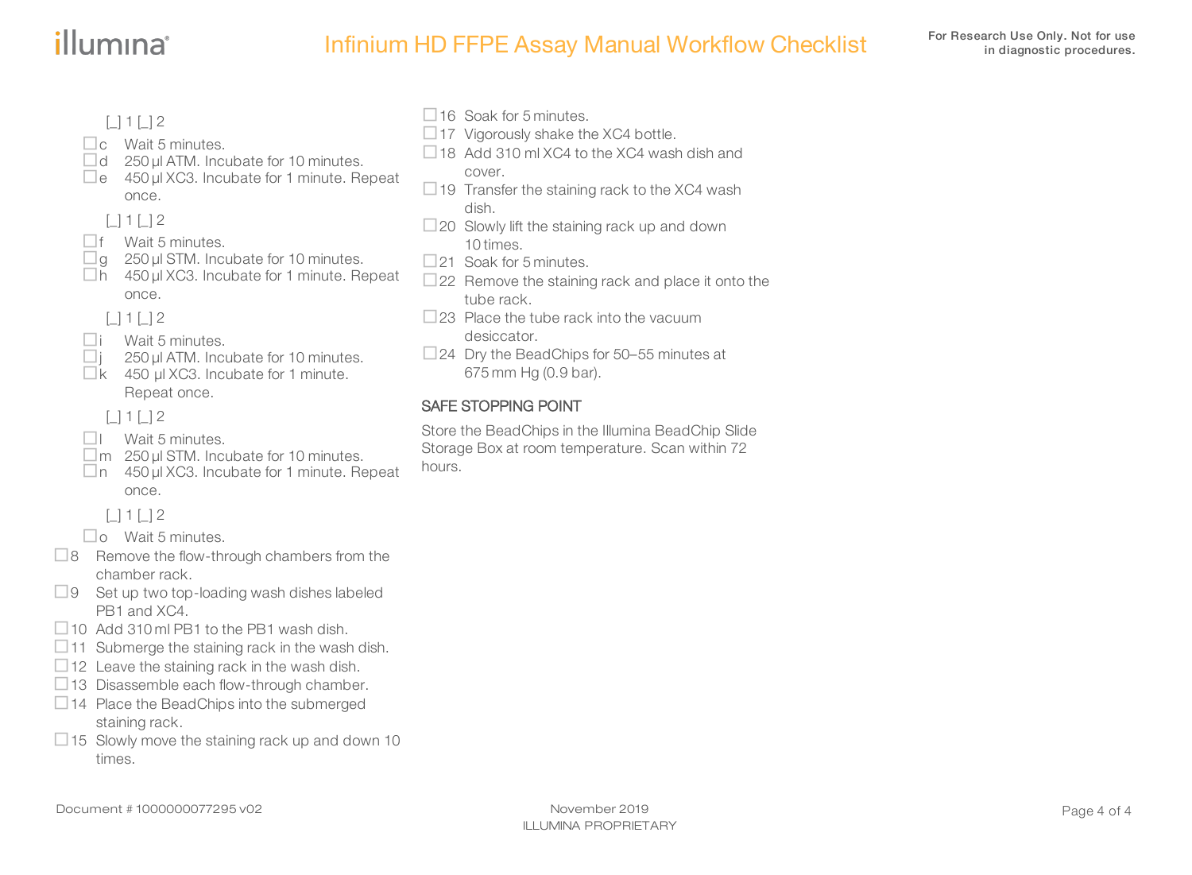[_] 1 [_] 2

- ☐ c Wait 5 minutes.
- ☐ d 250 µl ATM. Incubate for 10 minutes.
- ☐ e 450 µl XC3. Incubate for 1 minute. Repeat once.

  [_] 1 [_] 2

- ☐ f Wait 5 minutes.
- ☐ g 250 µl STM. Incubate for 10 minutes.
- ☐ h 450 µl XC3. Incubate for 1 minute. Repeat once.

  [_] 1 [_] 2

- ☐ i Wait 5 minutes.
- ☐ j 250 µl ATM. Incubate for 10 minutes.
- ☐ k 450 µl XC3. Incubate for 1 minute. Repeat once.

  [_] 1 [_] 2

- ☐ l Wait 5 minutes.
- ☐ m 250 µl STM. Incubate for 10 minutes.
- ☐ n 450 µl XC3. Incubate for 1 minute. Repeat once.

  [_] 1 [_] 2

- ☐ o Wait 5 minutes.

☐ 8 Remove the flow-through chambers from the chamber rack.

☐ 9 Set up two top-loading wash dishes labeled PB1 and XC4.

☐ 10 Add 310 ml PB1 to the PB1 wash dish.

☐ 11 Submerge the staining rack in the wash dish.

☐ 12 Leave the staining rack in the wash dish.

☐ 13 Disassemble each flow-through chamber.

☐ 14 Place the BeadChips into the submerged staining rack.

☐ 15 Slowly move the staining rack up and down 10 times.

☐ 16 Soak for 5 minutes.

☐ 17 Vigorously shake the XC4 bottle.

☐ 18 Add 310 ml XC4 to the XC4 wash dish and cover.

☐ 19 Transfer the staining rack to the XC4 wash dish.

☐ 20 Slowly lift the staining rack up and down 10 times.

☐ 21 Soak for 5 minutes.

☐ 22 Remove the staining rack and place it onto the tube rack.

☐ 23 Place the tube rack into the vacuum desiccator.

☐ 24 Dry the BeadChips for 50–55 minutes at 675 mm Hg (0.9 bar).

## SAFE STOPPING POINT

Store the BeadChips in the Illumina BeadChip Slide Storage Box at room temperature. Scan within 72 hours.